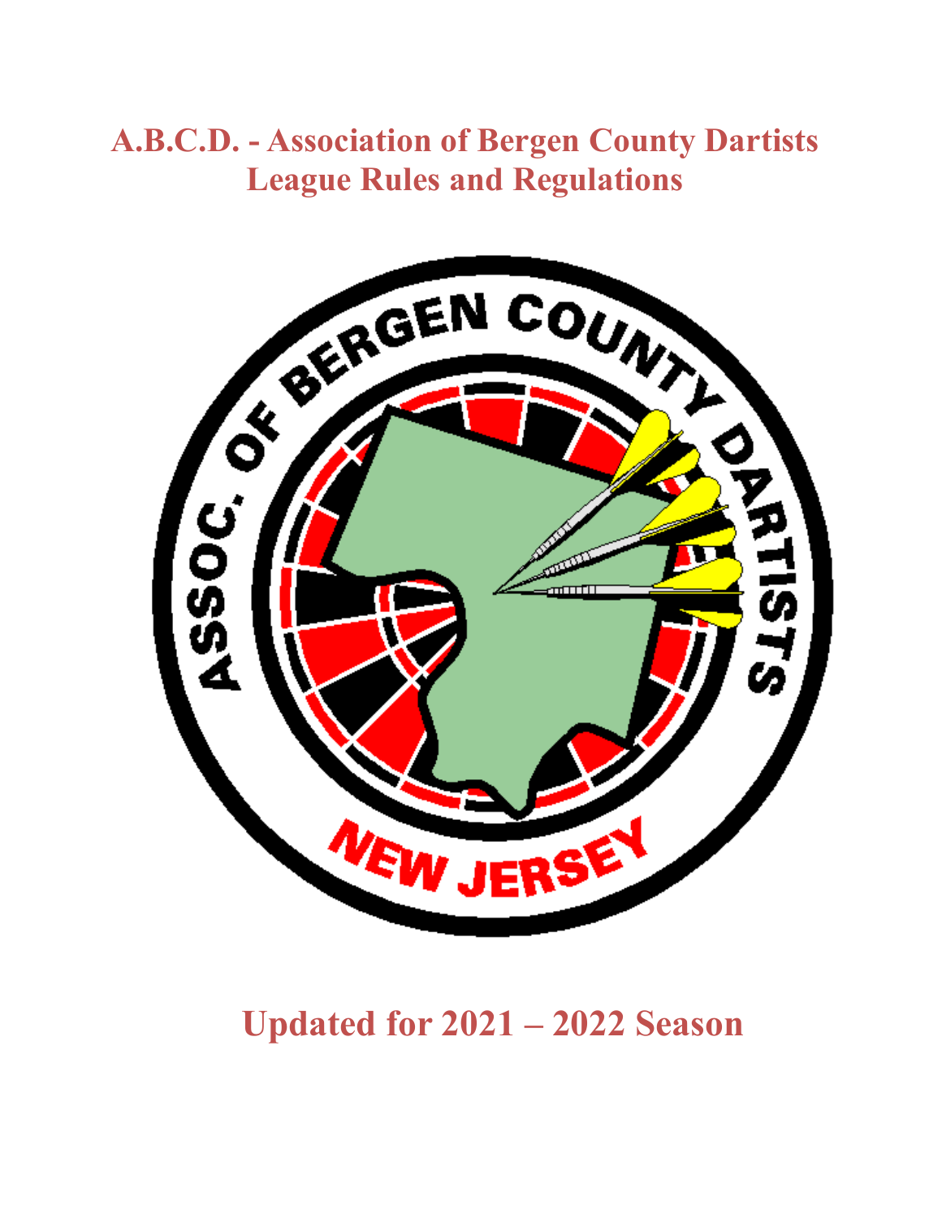# A.B.C.D. - Association of Bergen County Dartists
# League Rules and Regulations

## Updated for 2021 – 2022 Season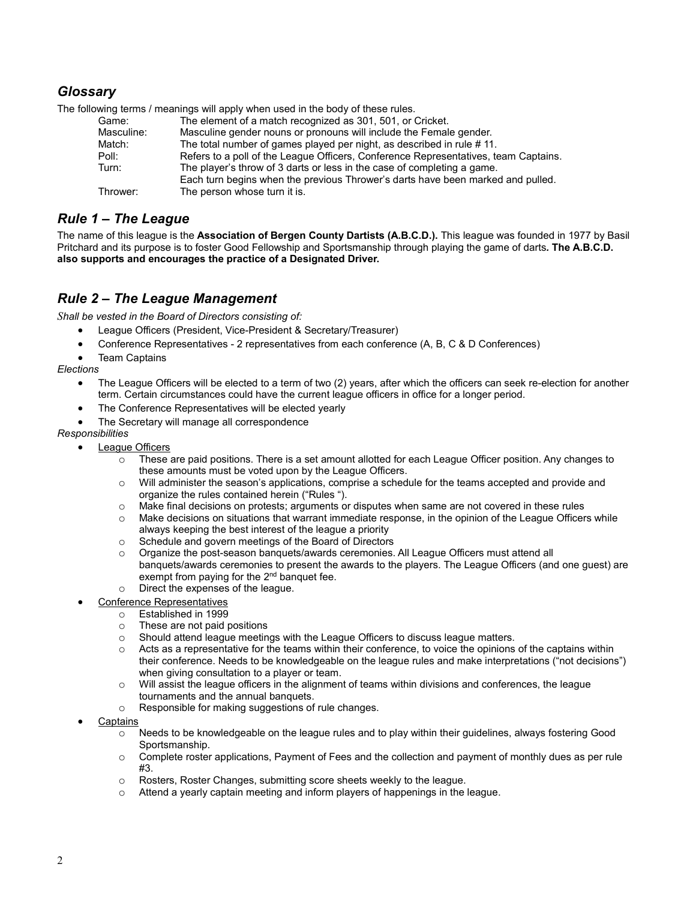## *Glossary*

The following terms / meanings will apply when used in the body of these rules.

| | |
|---|---|
| Game: | The element of a match recognized as 301, 501, or Cricket. |
| Masculine: | Masculine gender nouns or pronouns will include the Female gender. |
| Match: | The total number of games played per night, as described in rule # 11. |
| Poll: | Refers to a poll of the League Officers, Conference Representatives, team Captains. |
| Turn: | The player's throw of 3 darts or less in the case of completing a game. Each turn begins when the previous Thrower's darts have been marked and pulled. |
| Thrower: | The person whose turn it is. |

## *Rule 1 – The League*

The name of this league is the **Association of Bergen County Dartists (A.B.C.D.).** This league was founded in 1977 by Basil Pritchard and its purpose is to foster Good Fellowship and Sportsmanship through playing the game of darts**. The A.B.C.D. also supports and encourages the practice of a Designated Driver.**

## *Rule 2 – The League Management*

*Shall be vested in the Board of Directors consisting of:*

- League Officers (President, Vice-President & Secretary/Treasurer)
- Conference Representatives - 2 representatives from each conference (A, B, C & D Conferences)
- Team Captains

*Elections*

- The League Officers will be elected to a term of two (2) years, after which the officers can seek re-election for another term. Certain circumstances could have the current league officers in office for a longer period.
- The Conference Representatives will be elected yearly
- The Secretary will manage all correspondence

*Responsibilities*

- League Officers
  - These are paid positions. There is a set amount allotted for each League Officer position. Any changes to these amounts must be voted upon by the League Officers.
  - Will administer the season's applications, comprise a schedule for the teams accepted and provide and organize the rules contained herein ("Rules ").
  - Make final decisions on protests; arguments or disputes when same are not covered in these rules
  - Make decisions on situations that warrant immediate response, in the opinion of the League Officers while always keeping the best interest of the league a priority
  - Schedule and govern meetings of the Board of Directors
  - Organize the post-season banquets/awards ceremonies. All League Officers must attend all banquets/awards ceremonies to present the awards to the players. The League Officers (and one guest) are exempt from paying for the 2nd banquet fee.
  - Direct the expenses of the league.
- Conference Representatives
  - Established in 1999
  - These are not paid positions
  - Should attend league meetings with the League Officers to discuss league matters.
  - Acts as a representative for the teams within their conference, to voice the opinions of the captains within their conference. Needs to be knowledgeable on the league rules and make interpretations ("not decisions") when giving consultation to a player or team.
  - Will assist the league officers in the alignment of teams within divisions and conferences, the league tournaments and the annual banquets.
  - Responsible for making suggestions of rule changes.
- Captains
  - Needs to be knowledgeable on the league rules and to play within their guidelines, always fostering Good Sportsmanship.
  - Complete roster applications, Payment of Fees and the collection and payment of monthly dues as per rule #3.
  - Rosters, Roster Changes, submitting score sheets weekly to the league.
  - Attend a yearly captain meeting and inform players of happenings in the league.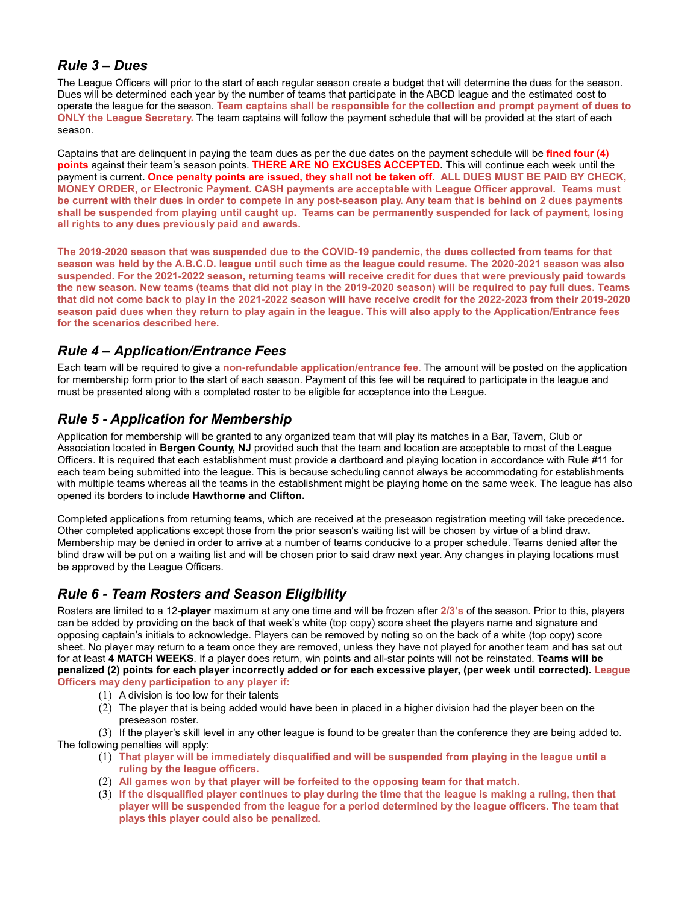## *Rule 3 – Dues*

The League Officers will prior to the start of each regular season create a budget that will determine the dues for the season. Dues will be determined each year by the number of teams that participate in the ABCD league and the estimated cost to operate the league for the season. **Team captains shall be responsible for the collection and prompt payment of dues to ONLY the League Secretary.** The team captains will follow the payment schedule that will be provided at the start of each season.

Captains that are delinquent in paying the team dues as per the due dates on the payment schedule will be **fined four (4) points** against their team's season points. **THERE ARE NO EXCUSES ACCEPTED.** This will continue each week until the payment is current**. Once penalty points are issued, they shall not be taken off. ALL DUES MUST BE PAID BY CHECK, MONEY ORDER, or Electronic Payment. CASH payments are acceptable with League Officer approval. Teams must be current with their dues in order to compete in any post-season play. Any team that is behind on 2 dues payments shall be suspended from playing until caught up. Teams can be permanently suspended for lack of payment, losing all rights to any dues previously paid and awards.**

**The 2019-2020 season that was suspended due to the COVID-19 pandemic, the dues collected from teams for that season was held by the A.B.C.D. league until such time as the league could resume. The 2020-2021 season was also suspended. For the 2021-2022 season, returning teams will receive credit for dues that were previously paid towards the new season. New teams (teams that did not play in the 2019-2020 season) will be required to pay full dues. Teams that did not come back to play in the 2021-2022 season will have receive credit for the 2022-2023 from their 2019-2020 season paid dues when they return to play again in the league. This will also apply to the Application/Entrance fees for the scenarios described here.**

## *Rule 4 – Application/Entrance Fees*

Each team will be required to give a **non-refundable application/entrance fee**. The amount will be posted on the application for membership form prior to the start of each season. Payment of this fee will be required to participate in the league and must be presented along with a completed roster to be eligible for acceptance into the League.

## *Rule 5 - Application for Membership*

Application for membership will be granted to any organized team that will play its matches in a Bar, Tavern, Club or Association located in **Bergen County, NJ** provided such that the team and location are acceptable to most of the League Officers. It is required that each establishment must provide a dartboard and playing location in accordance with Rule #11 for each team being submitted into the league. This is because scheduling cannot always be accommodating for establishments with multiple teams whereas all the teams in the establishment might be playing home on the same week. The league has also opened its borders to include **Hawthorne and Clifton.**

Completed applications from returning teams, which are received at the preseason registration meeting will take precedence**.** Other completed applications except those from the prior season's waiting list will be chosen by virtue of a blind draw**.** Membership may be denied in order to arrive at a number of teams conducive to a proper schedule. Teams denied after the blind draw will be put on a waiting list and will be chosen prior to said draw next year. Any changes in playing locations must be approved by the League Officers.

## *Rule 6 - Team Rosters and Season Eligibility*

Rosters are limited to a 12**-player** maximum at any one time and will be frozen after **2/3's** of the season. Prior to this, players can be added by providing on the back of that week's white (top copy) score sheet the players name and signature and opposing captain's initials to acknowledge. Players can be removed by noting so on the back of a white (top copy) score sheet. No player may return to a team once they are removed, unless they have not played for another team and has sat out for at least **4 MATCH WEEKS**. If a player does return, win points and all-star points will not be reinstated. **Teams will be penalized (2) points for each player incorrectly added or for each excessive player, (per week until corrected). League Officers may deny participation to any player if:**

(1) A division is too low for their talents
(2) The player that is being added would have been in placed in a higher division had the player been on the preseason roster.
(3) If the player's skill level in any other league is found to be greater than the conference they are being added to.

The following penalties will apply:

(1) **That player will be immediately disqualified and will be suspended from playing in the league until a ruling by the league officers.**
(2) **All games won by that player will be forfeited to the opposing team for that match.**
(3) **If the disqualified player continues to play during the time that the league is making a ruling, then that player will be suspended from the league for a period determined by the league officers. The team that plays this player could also be penalized.**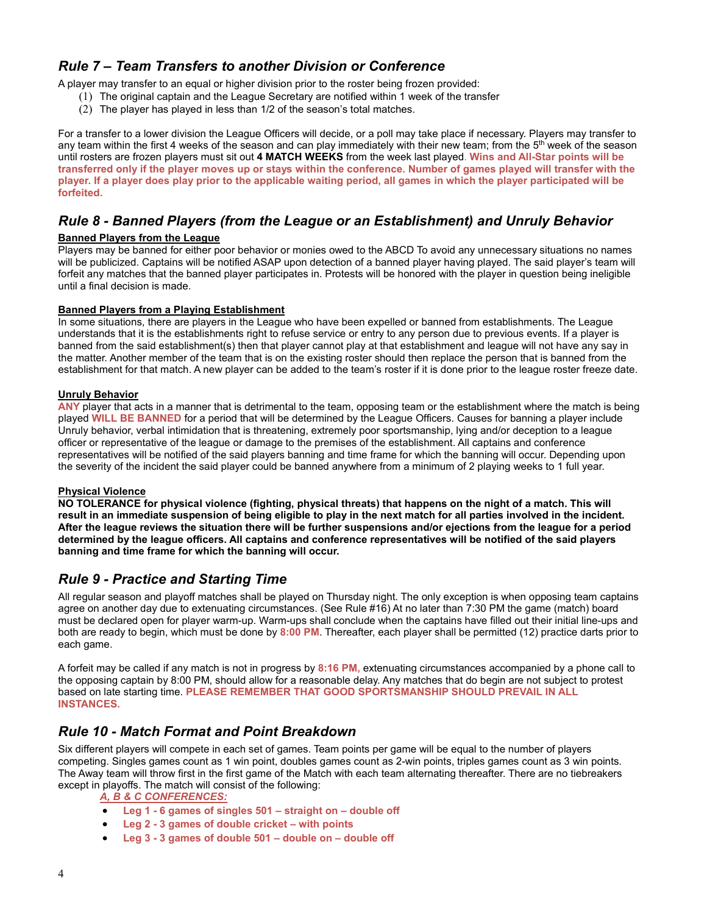## *Rule 7 – Team Transfers to another Division or Conference*

A player may transfer to an equal or higher division prior to the roster being frozen provided:

(1) The original captain and the League Secretary are notified within 1 week of the transfer
(2) The player has played in less than 1/2 of the season's total matches.

For a transfer to a lower division the League Officers will decide, or a poll may take place if necessary. Players may transfer to any team within the first 4 weeks of the season and can play immediately with their new team; from the 5th week of the season until rosters are frozen players must sit out **4 MATCH WEEKS** from the week last played. **Wins and All-Star points will be transferred only if the player moves up or stays within the conference. Number of games played will transfer with the player. If a player does play prior to the applicable waiting period, all games in which the player participated will be forfeited.**

## *Rule 8 - Banned Players (from the League or an Establishment) and Unruly Behavior*

**Banned Players from the League**

Players may be banned for either poor behavior or monies owed to the ABCD To avoid any unnecessary situations no names will be publicized. Captains will be notified ASAP upon detection of a banned player having played. The said player's team will forfeit any matches that the banned player participates in. Protests will be honored with the player in question being ineligible until a final decision is made.

**Banned Players from a Playing Establishment**

In some situations, there are players in the League who have been expelled or banned from establishments. The League understands that it is the establishments right to refuse service or entry to any person due to previous events. If a player is banned from the said establishment(s) then that player cannot play at that establishment and league will not have any say in the matter. Another member of the team that is on the existing roster should then replace the person that is banned from the establishment for that match. A new player can be added to the team's roster if it is done prior to the league roster freeze date.

**Unruly Behavior**

**ANY** player that acts in a manner that is detrimental to the team, opposing team or the establishment where the match is being played **WILL BE BANNED** for a period that will be determined by the League Officers. Causes for banning a player include Unruly behavior, verbal intimidation that is threatening, extremely poor sportsmanship, lying and/or deception to a league officer or representative of the league or damage to the premises of the establishment. All captains and conference representatives will be notified of the said players banning and time frame for which the banning will occur. Depending upon the severity of the incident the said player could be banned anywhere from a minimum of 2 playing weeks to 1 full year.

**Physical Violence**

**NO TOLERANCE for physical violence (fighting, physical threats) that happens on the night of a match. This will result in an immediate suspension of being eligible to play in the next match for all parties involved in the incident. After the league reviews the situation there will be further suspensions and/or ejections from the league for a period determined by the league officers. All captains and conference representatives will be notified of the said players banning and time frame for which the banning will occur.**

## *Rule 9 - Practice and Starting Time*

All regular season and playoff matches shall be played on Thursday night. The only exception is when opposing team captains agree on another day due to extenuating circumstances. (See Rule #16) At no later than 7:30 PM the game (match) board must be declared open for player warm-up. Warm-ups shall conclude when the captains have filled out their initial line-ups and both are ready to begin, which must be done by **8:00 PM**. Thereafter, each player shall be permitted (12) practice darts prior to each game.

A forfeit may be called if any match is not in progress by **8:16 PM,** extenuating circumstances accompanied by a phone call to the opposing captain by 8:00 PM, should allow for a reasonable delay. Any matches that do begin are not subject to protest based on late starting time. **PLEASE REMEMBER THAT GOOD SPORTSMANSHIP SHOULD PREVAIL IN ALL INSTANCES.**

## *Rule 10 - Match Format and Point Breakdown*

Six different players will compete in each set of games. Team points per game will be equal to the number of players competing. Singles games count as 1 win point, doubles games count as 2-win points, triples games count as 3 win points. The Away team will throw first in the first game of the Match with each team alternating thereafter. There are no tiebreakers except in playoffs. The match will consist of the following:

***A, B & C CONFERENCES:***

- **Leg 1 - 6 games of singles 501 – straight on – double off**
- **Leg 2 - 3 games of double cricket – with points**
- **Leg 3 - 3 games of double 501 – double on – double off**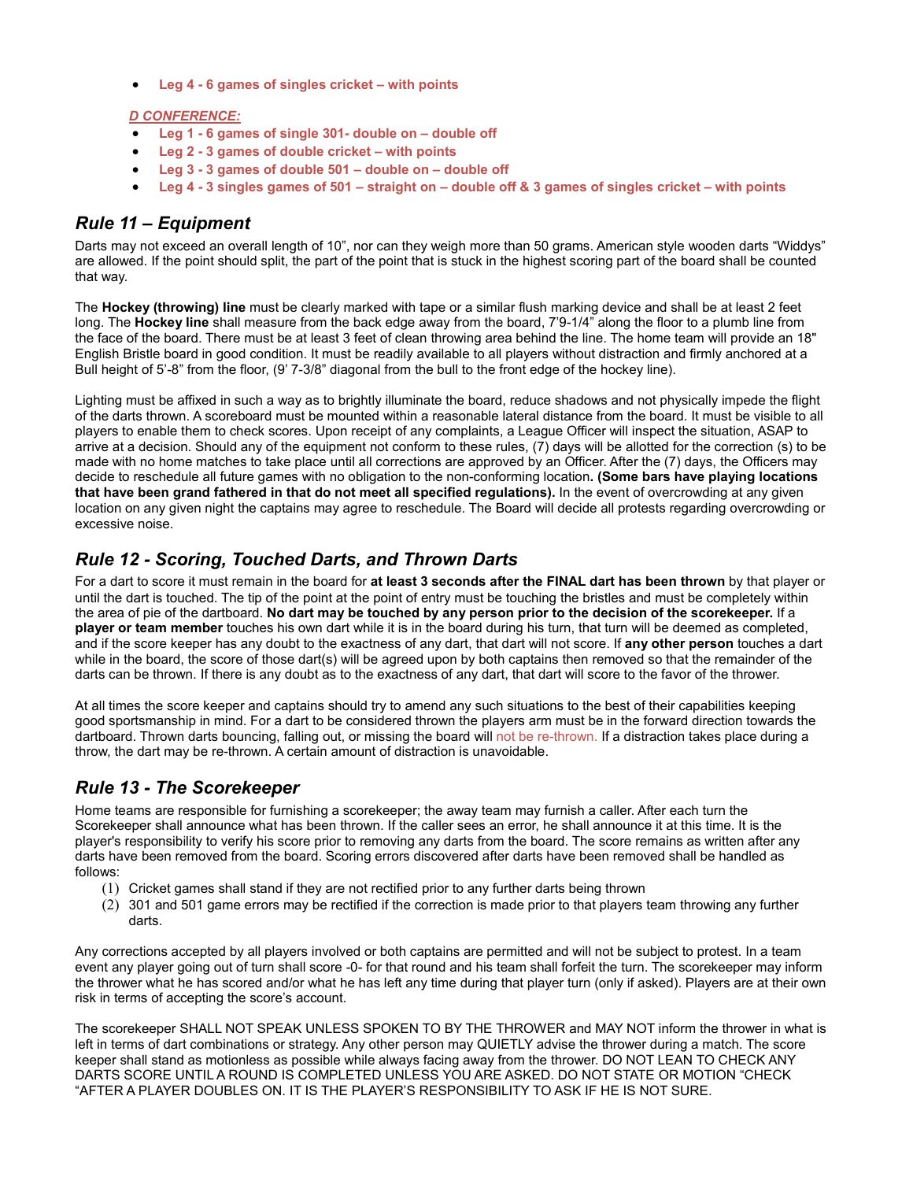- **Leg 4 - 6 games of singles cricket – with points**

***D CONFERENCE:***

- **Leg 1 - 6 games of single 301- double on – double off**
- **Leg 2 - 3 games of double cricket – with points**
- **Leg 3 - 3 games of double 501 – double on – double off**
- **Leg 4 - 3 singles games of 501 – straight on – double off & 3 games of singles cricket – with points**

## *Rule 11 – Equipment*

Darts may not exceed an overall length of 10", nor can they weigh more than 50 grams. American style wooden darts "Widdys" are allowed. If the point should split, the part of the point that is stuck in the highest scoring part of the board shall be counted that way.

The **Hockey (throwing) line** must be clearly marked with tape or a similar flush marking device and shall be at least 2 feet long. The **Hockey line** shall measure from the back edge away from the board, 7'9-1/4" along the floor to a plumb line from the face of the board. There must be at least 3 feet of clean throwing area behind the line. The home team will provide an 18" English Bristle board in good condition. It must be readily available to all players without distraction and firmly anchored at a Bull height of 5'-8" from the floor, (9' 7-3/8" diagonal from the bull to the front edge of the hockey line).

Lighting must be affixed in such a way as to brightly illuminate the board, reduce shadows and not physically impede the flight of the darts thrown. A scoreboard must be mounted within a reasonable lateral distance from the board. It must be visible to all players to enable them to check scores. Upon receipt of any complaints, a League Officer will inspect the situation, ASAP to arrive at a decision. Should any of the equipment not conform to these rules, (7) days will be allotted for the correction (s) to be made with no home matches to take place until all corrections are approved by an Officer. After the (7) days, the Officers may decide to reschedule all future games with no obligation to the non-conforming location**. (Some bars have playing locations that have been grand fathered in that do not meet all specified regulations).** In the event of overcrowding at any given location on any given night the captains may agree to reschedule. The Board will decide all protests regarding overcrowding or excessive noise.

## *Rule 12 - Scoring, Touched Darts, and Thrown Darts*

For a dart to score it must remain in the board for **at least 3 seconds after the FINAL dart has been thrown** by that player or until the dart is touched. The tip of the point at the point of entry must be touching the bristles and must be completely within the area of pie of the dartboard. **No dart may be touched by any person prior to the decision of the scorekeeper.** If a **player or team member** touches his own dart while it is in the board during his turn, that turn will be deemed as completed, and if the score keeper has any doubt to the exactness of any dart, that dart will not score. If **any other person** touches a dart while in the board, the score of those dart(s) will be agreed upon by both captains then removed so that the remainder of the darts can be thrown. If there is any doubt as to the exactness of any dart, that dart will score to the favor of the thrower.

At all times the score keeper and captains should try to amend any such situations to the best of their capabilities keeping good sportsmanship in mind. For a dart to be considered thrown the players arm must be in the forward direction towards the dartboard. Thrown darts bouncing, falling out, or missing the board will not be re-thrown. If a distraction takes place during a throw, the dart may be re-thrown. A certain amount of distraction is unavoidable.

## *Rule 13 - The Scorekeeper*

Home teams are responsible for furnishing a scorekeeper; the away team may furnish a caller. After each turn the Scorekeeper shall announce what has been thrown. If the caller sees an error, he shall announce it at this time. It is the player's responsibility to verify his score prior to removing any darts from the board. The score remains as written after any darts have been removed from the board. Scoring errors discovered after darts have been removed shall be handled as follows:

(1) Cricket games shall stand if they are not rectified prior to any further darts being thrown
(2) 301 and 501 game errors may be rectified if the correction is made prior to that players team throwing any further darts.

Any corrections accepted by all players involved or both captains are permitted and will not be subject to protest. In a team event any player going out of turn shall score -0- for that round and his team shall forfeit the turn. The scorekeeper may inform the thrower what he has scored and/or what he has left any time during that player turn (only if asked). Players are at their own risk in terms of accepting the score's account.

The scorekeeper SHALL NOT SPEAK UNLESS SPOKEN TO BY THE THROWER and MAY NOT inform the thrower in what is left in terms of dart combinations or strategy. Any other person may QUIETLY advise the thrower during a match. The score keeper shall stand as motionless as possible while always facing away from the thrower. DO NOT LEAN TO CHECK ANY DARTS SCORE UNTIL A ROUND IS COMPLETED UNLESS YOU ARE ASKED. DO NOT STATE OR MOTION "CHECK "AFTER A PLAYER DOUBLES ON. IT IS THE PLAYER'S RESPONSIBILITY TO ASK IF HE IS NOT SURE.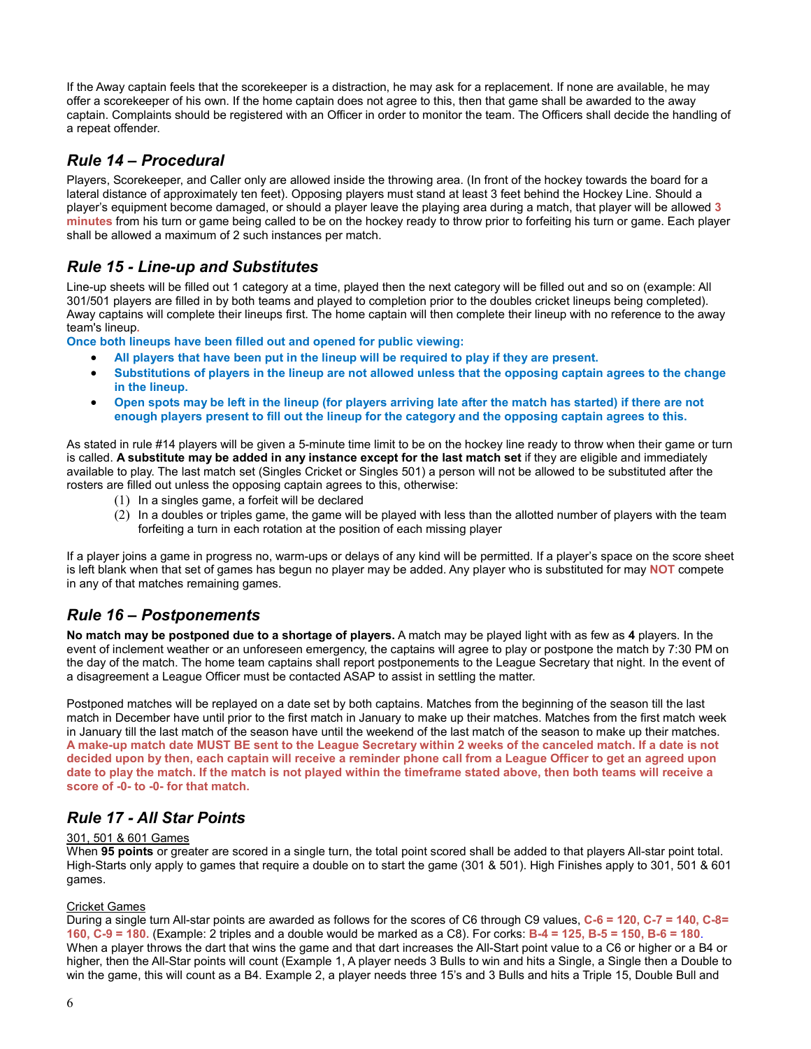If the Away captain feels that the scorekeeper is a distraction, he may ask for a replacement. If none are available, he may offer a scorekeeper of his own. If the home captain does not agree to this, then that game shall be awarded to the away captain. Complaints should be registered with an Officer in order to monitor the team. The Officers shall decide the handling of a repeat offender.

## *Rule 14 – Procedural*

Players, Scorekeeper, and Caller only are allowed inside the throwing area. (In front of the hockey towards the board for a lateral distance of approximately ten feet). Opposing players must stand at least 3 feet behind the Hockey Line. Should a player's equipment become damaged, or should a player leave the playing area during a match, that player will be allowed **3 minutes** from his turn or game being called to be on the hockey ready to throw prior to forfeiting his turn or game. Each player shall be allowed a maximum of 2 such instances per match.

## *Rule 15 - Line-up and Substitutes*

Line-up sheets will be filled out 1 category at a time, played then the next category will be filled out and so on (example: All 301/501 players are filled in by both teams and played to completion prior to the doubles cricket lineups being completed). Away captains will complete their lineups first. The home captain will then complete their lineup with no reference to the away team's lineup.

**Once both lineups have been filled out and opened for public viewing:**

- **All players that have been put in the lineup will be required to play if they are present.**
- **Substitutions of players in the lineup are not allowed unless that the opposing captain agrees to the change in the lineup.**
- **Open spots may be left in the lineup (for players arriving late after the match has started) if there are not enough players present to fill out the lineup for the category and the opposing captain agrees to this.**

As stated in rule #14 players will be given a 5-minute time limit to be on the hockey line ready to throw when their game or turn is called. **A substitute may be added in any instance except for the last match set** if they are eligible and immediately available to play. The last match set (Singles Cricket or Singles 501) a person will not be allowed to be substituted after the rosters are filled out unless the opposing captain agrees to this, otherwise:

(1) In a singles game, a forfeit will be declared
(2) In a doubles or triples game, the game will be played with less than the allotted number of players with the team forfeiting a turn in each rotation at the position of each missing player

If a player joins a game in progress no, warm-ups or delays of any kind will be permitted. If a player's space on the score sheet is left blank when that set of games has begun no player may be added. Any player who is substituted for may **NOT** compete in any of that matches remaining games.

## *Rule 16 – Postponements*

**No match may be postponed due to a shortage of players.** A match may be played light with as few as **4** players. In the event of inclement weather or an unforeseen emergency, the captains will agree to play or postpone the match by 7:30 PM on the day of the match. The home team captains shall report postponements to the League Secretary that night. In the event of a disagreement a League Officer must be contacted ASAP to assist in settling the matter.

Postponed matches will be replayed on a date set by both captains. Matches from the beginning of the season till the last match in December have until prior to the first match in January to make up their matches. Matches from the first match week in January till the last match of the season have until the weekend of the last match of the season to make up their matches. **A make-up match date MUST BE sent to the League Secretary within 2 weeks of the canceled match. If a date is not decided upon by then, each captain will receive a reminder phone call from a League Officer to get an agreed upon date to play the match. If the match is not played within the timeframe stated above, then both teams will receive a score of -0- to -0- for that match.**

## *Rule 17 - All Star Points*

<u>301, 501 & 601 Games</u>

When **95 points** or greater are scored in a single turn, the total point scored shall be added to that players All-star point total. High-Starts only apply to games that require a double on to start the game (301 & 501). High Finishes apply to 301, 501 & 601 games.

<u>Cricket Games</u>

During a single turn All-star points are awarded as follows for the scores of C6 through C9 values, **C-6 = 120, C-7 = 140, C-8= 160, C-9 = 180.** (Example: 2 triples and a double would be marked as a C8). For corks: **B-4 = 125, B-5 = 150, B-6 = 180**. When a player throws the dart that wins the game and that dart increases the All-Start point value to a C6 or higher or a B4 or higher, then the All-Star points will count (Example 1, A player needs 3 Bulls to win and hits a Single, a Single then a Double to win the game, this will count as a B4. Example 2, a player needs three 15's and 3 Bulls and hits a Triple 15, Double Bull and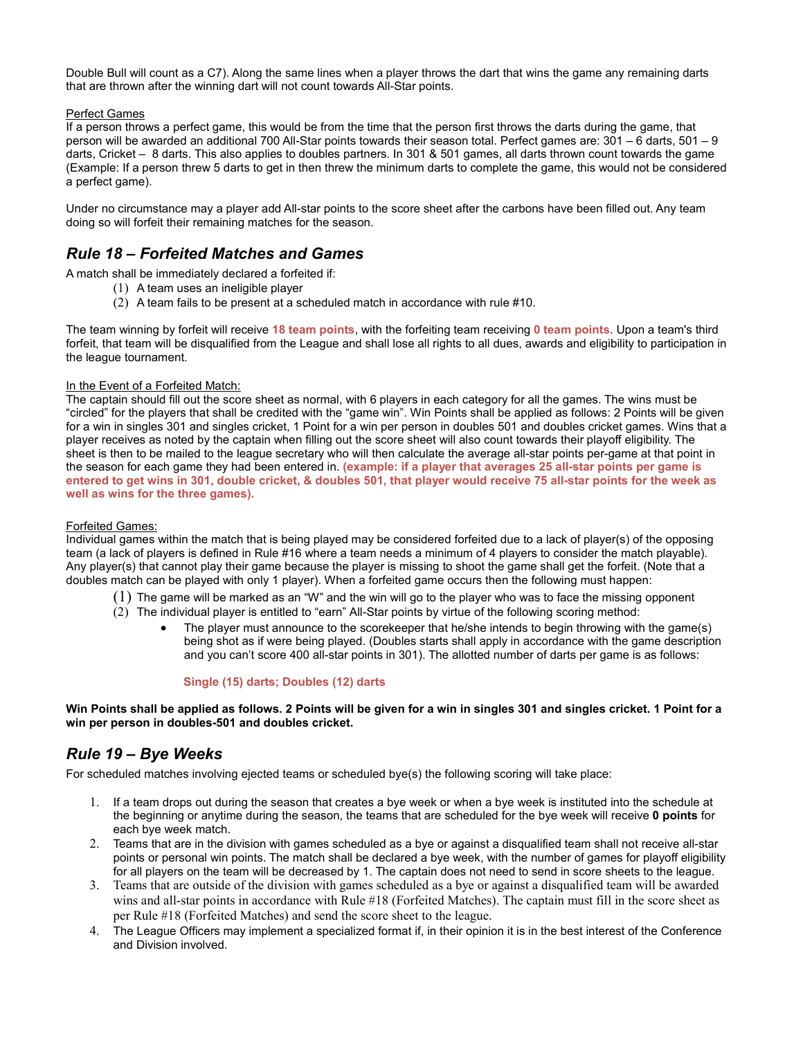Double Bull will count as a C7). Along the same lines when a player throws the dart that wins the game any remaining darts that are thrown after the winning dart will not count towards All-Star points.

Perfect Games

If a person throws a perfect game, this would be from the time that the person first throws the darts during the game, that person will be awarded an additional 700 All-Star points towards their season total. Perfect games are: 301 – 6 darts, 501 – 9 darts, Cricket – 8 darts. This also applies to doubles partners. In 301 & 501 games, all darts thrown count towards the game (Example: If a person threw 5 darts to get in then threw the minimum darts to complete the game, this would not be considered a perfect game).

Under no circumstance may a player add All-star points to the score sheet after the carbons have been filled out. Any team doing so will forfeit their remaining matches for the season.

## *Rule 18 – Forfeited Matches and Games*

A match shall be immediately declared a forfeited if:

(1) A team uses an ineligible player
(2) A team fails to be present at a scheduled match in accordance with rule #10.

The team winning by forfeit will receive **18 team points**, with the forfeiting team receiving **0 team points**. Upon a team's third forfeit, that team will be disqualified from the League and shall lose all rights to all dues, awards and eligibility to participation in the league tournament.

In the Event of a Forfeited Match:

The captain should fill out the score sheet as normal, with 6 players in each category for all the games. The wins must be "circled" for the players that shall be credited with the "game win". Win Points shall be applied as follows: 2 Points will be given for a win in singles 301 and singles cricket, 1 Point for a win per person in doubles 501 and doubles cricket games. Wins that a player receives as noted by the captain when filling out the score sheet will also count towards their playoff eligibility. The sheet is then to be mailed to the league secretary who will then calculate the average all-star points per-game at that point in the season for each game they had been entered in. **(example: if a player that averages 25 all-star points per game is entered to get wins in 301, double cricket, & doubles 501, that player would receive 75 all-star points for the week as well as wins for the three games).**

Forfeited Games:

Individual games within the match that is being played may be considered forfeited due to a lack of player(s) of the opposing team (a lack of players is defined in Rule #16 where a team needs a minimum of 4 players to consider the match playable). Any player(s) that cannot play their game because the player is missing to shoot the game shall get the forfeit. (Note that a doubles match can be played with only 1 player). When a forfeited game occurs then the following must happen:

(1) The game will be marked as an "W" and the win will go to the player who was to face the missing opponent
(2) The individual player is entitled to "earn" All-Star points by virtue of the following scoring method:
    - The player must announce to the scorekeeper that he/she intends to begin throwing with the game(s) being shot as if were being played. (Doubles starts shall apply in accordance with the game description and you can't score 400 all-star points in 301). The allotted number of darts per game is as follows:

      **Single (15) darts; Doubles (12) darts**

**Win Points shall be applied as follows. 2 Points will be given for a win in singles 301 and singles cricket. 1 Point for a win per person in doubles-501 and doubles cricket.**

## *Rule 19 – Bye Weeks*

For scheduled matches involving ejected teams or scheduled bye(s) the following scoring will take place:

1. If a team drops out during the season that creates a bye week or when a bye week is instituted into the schedule at the beginning or anytime during the season, the teams that are scheduled for the bye week will receive **0 points** for each bye week match.
2. Teams that are in the division with games scheduled as a bye or against a disqualified team shall not receive all-star points or personal win points. The match shall be declared a bye week, with the number of games for playoff eligibility for all players on the team will be decreased by 1. The captain does not need to send in score sheets to the league.
3. Teams that are outside of the division with games scheduled as a bye or against a disqualified team will be awarded wins and all-star points in accordance with Rule #18 (Forfeited Matches). The captain must fill in the score sheet as per Rule #18 (Forfeited Matches) and send the score sheet to the league.
4. The League Officers may implement a specialized format if, in their opinion it is in the best interest of the Conference and Division involved.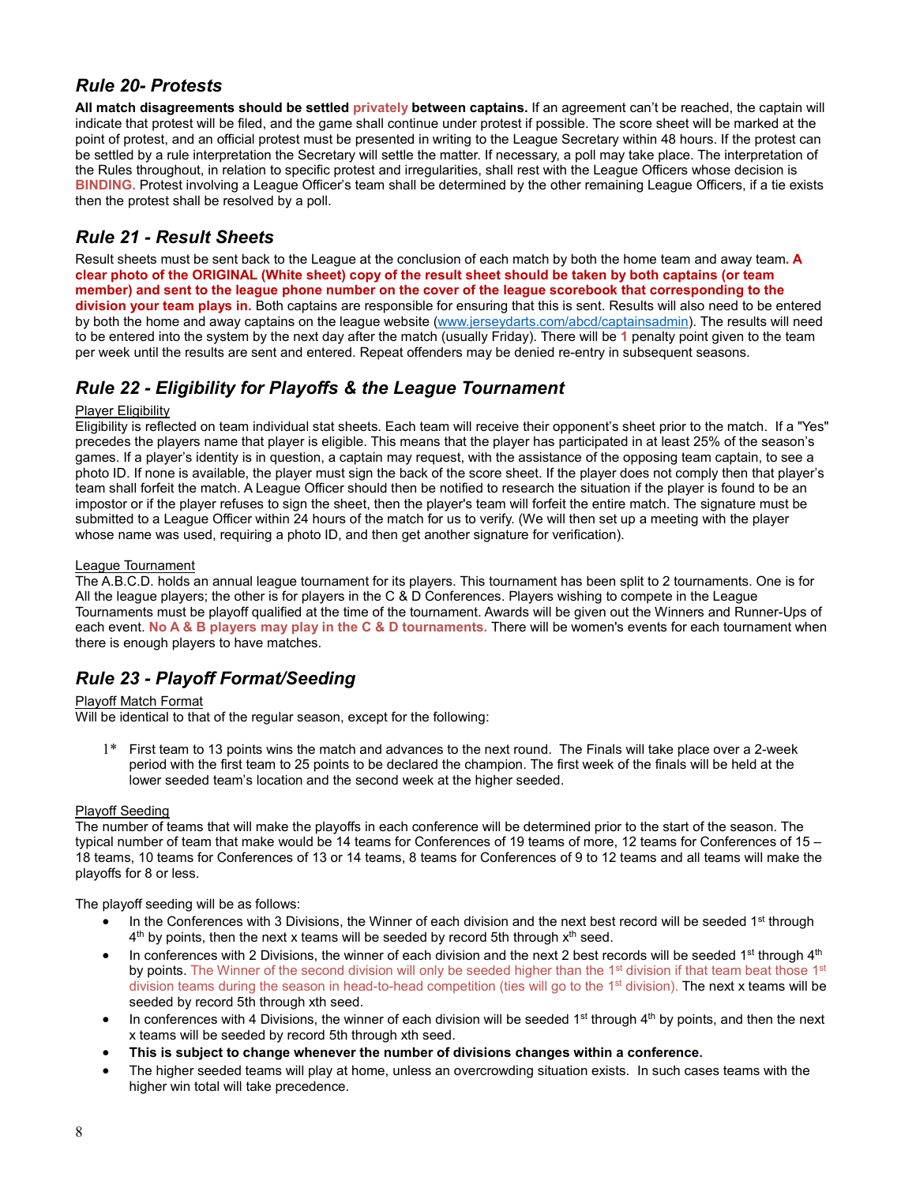## *Rule 20- Protests*

**All match disagreements should be settled privately between captains.** If an agreement can't be reached, the captain will indicate that protest will be filed, and the game shall continue under protest if possible. The score sheet will be marked at the point of protest, and an official protest must be presented in writing to the League Secretary within 48 hours. If the protest can be settled by a rule interpretation the Secretary will settle the matter. If necessary, a poll may take place. The interpretation of the Rules throughout, in relation to specific protest and irregularities, shall rest with the League Officers whose decision is **BINDING.** Protest involving a League Officer's team shall be determined by the other remaining League Officers, if a tie exists then the protest shall be resolved by a poll.

## *Rule 21 - Result Sheets*

Result sheets must be sent back to the League at the conclusion of each match by both the home team and away team. **A clear photo of the ORIGINAL (White sheet) copy of the result sheet should be taken by both captains (or team member) and sent to the league phone number on the cover of the league scorebook that corresponding to the division your team plays in.** Both captains are responsible for ensuring that this is sent. Results will also need to be entered by both the home and away captains on the league website (www.jerseydarts.com/abcd/captainsadmin). The results will need to be entered into the system by the next day after the match (usually Friday). There will be 1 penalty point given to the team per week until the results are sent and entered. Repeat offenders may be denied re-entry in subsequent seasons.

## *Rule 22 - Eligibility for Playoffs & the League Tournament*

Player Eligibility

Eligibility is reflected on team individual stat sheets. Each team will receive their opponent's sheet prior to the match. If a "Yes" precedes the players name that player is eligible. This means that the player has participated in at least 25% of the season's games. If a player's identity is in question, a captain may request, with the assistance of the opposing team captain, to see a photo ID. If none is available, the player must sign the back of the score sheet. If the player does not comply then that player's team shall forfeit the match. A League Officer should then be notified to research the situation if the player is found to be an impostor or if the player refuses to sign the sheet, then the player's team will forfeit the entire match. The signature must be submitted to a League Officer within 24 hours of the match for us to verify. (We will then set up a meeting with the player whose name was used, requiring a photo ID, and then get another signature for verification).

League Tournament

The A.B.C.D. holds an annual league tournament for its players. This tournament has been split to 2 tournaments. One is for All the league players; the other is for players in the C & D Conferences. Players wishing to compete in the League Tournaments must be playoff qualified at the time of the tournament. Awards will be given out the Winners and Runner-Ups of each event. **No A & B players may play in the C & D tournaments.** There will be women's events for each tournament when there is enough players to have matches.

## *Rule 23 - Playoff Format/Seeding*

Playoff Match Format

Will be identical to that of the regular season, except for the following:

1* First team to 13 points wins the match and advances to the next round. The Finals will take place over a 2-week period with the first team to 25 points to be declared the champion. The first week of the finals will be held at the lower seeded team's location and the second week at the higher seeded.

Playoff Seeding

The number of teams that will make the playoffs in each conference will be determined prior to the start of the season. The typical number of team that make would be 14 teams for Conferences of 19 teams of more, 12 teams for Conferences of 15 – 18 teams, 10 teams for Conferences of 13 or 14 teams, 8 teams for Conferences of 9 to 12 teams and all teams will make the playoffs for 8 or less.

The playoff seeding will be as follows:

- In the Conferences with 3 Divisions, the Winner of each division and the next best record will be seeded 1st through 4th by points, then the next x teams will be seeded by record 5th through xth seed.
- In conferences with 2 Divisions, the winner of each division and the next 2 best records will be seeded 1st through 4th by points. The Winner of the second division will only be seeded higher than the 1st division if that team beat those 1st division teams during the season in head-to-head competition (ties will go to the 1st division). The next x teams will be seeded by record 5th through xth seed.
- In conferences with 4 Divisions, the winner of each division will be seeded 1st through 4th by points, and then the next x teams will be seeded by record 5th through xth seed.
- **This is subject to change whenever the number of divisions changes within a conference.**
- The higher seeded teams will play at home, unless an overcrowding situation exists. In such cases teams with the higher win total will take precedence.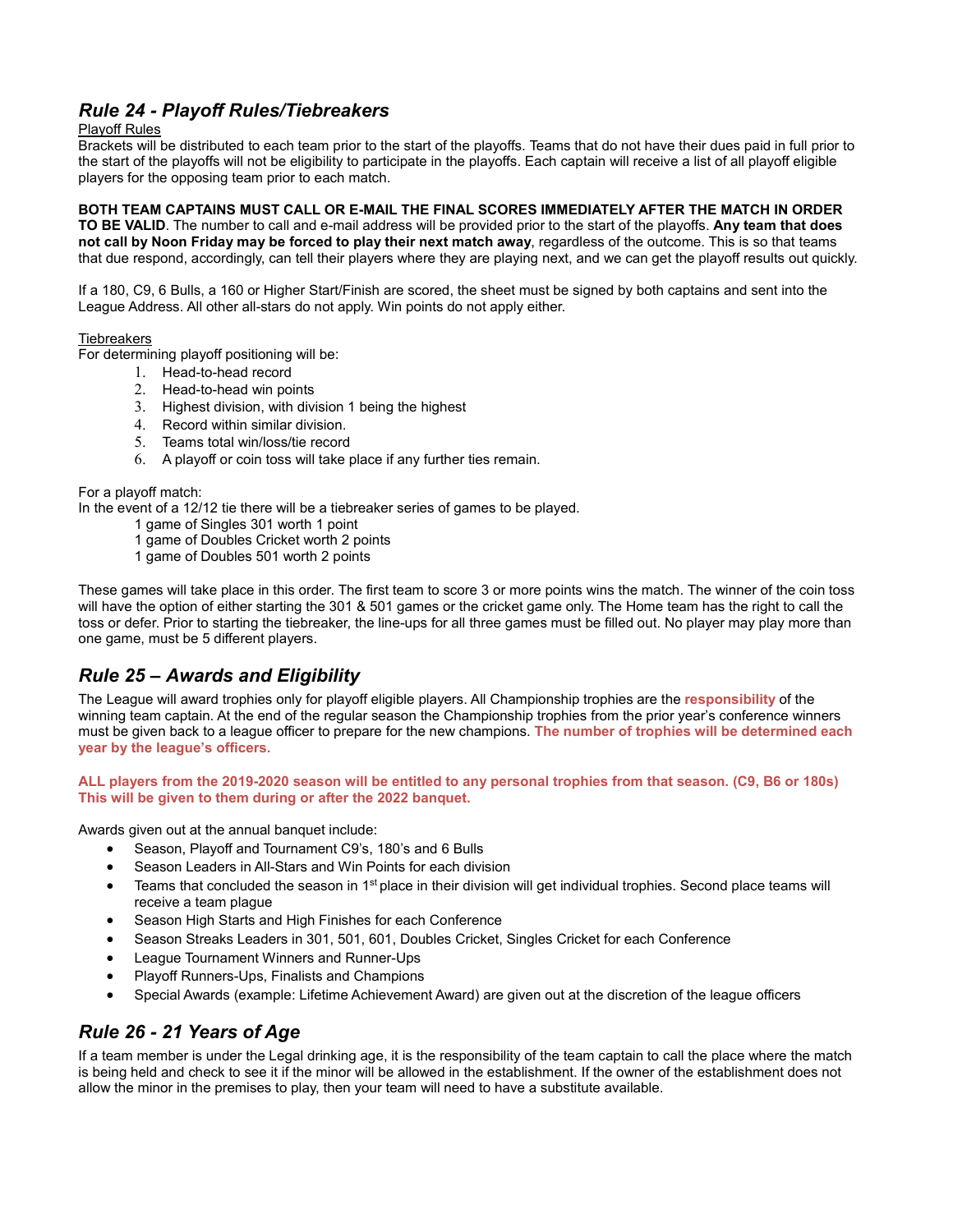## *Rule 24 - Playoff Rules/Tiebreakers*

Playoff Rules

Brackets will be distributed to each team prior to the start of the playoffs. Teams that do not have their dues paid in full prior to the start of the playoffs will not be eligibility to participate in the playoffs. Each captain will receive a list of all playoff eligible players for the opposing team prior to each match.

**BOTH TEAM CAPTAINS MUST CALL OR E-MAIL THE FINAL SCORES IMMEDIATELY AFTER THE MATCH IN ORDER TO BE VALID**. The number to call and e-mail address will be provided prior to the start of the playoffs. **Any team that does not call by Noon Friday may be forced to play their next match away**, regardless of the outcome. This is so that teams that due respond, accordingly, can tell their players where they are playing next, and we can get the playoff results out quickly.

If a 180, C9, 6 Bulls, a 160 or Higher Start/Finish are scored, the sheet must be signed by both captains and sent into the League Address. All other all-stars do not apply. Win points do not apply either.

Tiebreakers

For determining playoff positioning will be:

1. Head-to-head record
2. Head-to-head win points
3. Highest division, with division 1 being the highest
4. Record within similar division.
5. Teams total win/loss/tie record
6. A playoff or coin toss will take place if any further ties remain.

For a playoff match:

In the event of a 12/12 tie there will be a tiebreaker series of games to be played.

1 game of Singles 301 worth 1 point
1 game of Doubles Cricket worth 2 points
1 game of Doubles 501 worth 2 points

These games will take place in this order. The first team to score 3 or more points wins the match. The winner of the coin toss will have the option of either starting the 301 & 501 games or the cricket game only. The Home team has the right to call the toss or defer. Prior to starting the tiebreaker, the line-ups for all three games must be filled out. No player may play more than one game, must be 5 different players.

## *Rule 25 – Awards and Eligibility*

The League will award trophies only for playoff eligible players. All Championship trophies are the **responsibility** of the winning team captain. At the end of the regular season the Championship trophies from the prior year's conference winners must be given back to a league officer to prepare for the new champions. **The number of trophies will be determined each year by the league's officers.**

**ALL players from the 2019-2020 season will be entitled to any personal trophies from that season. (C9, B6 or 180s) This will be given to them during or after the 2022 banquet.**

Awards given out at the annual banquet include:

- Season, Playoff and Tournament C9's, 180's and 6 Bulls
- Season Leaders in All-Stars and Win Points for each division
- Teams that concluded the season in 1st place in their division will get individual trophies. Second place teams will receive a team plague
- Season High Starts and High Finishes for each Conference
- Season Streaks Leaders in 301, 501, 601, Doubles Cricket, Singles Cricket for each Conference
- League Tournament Winners and Runner-Ups
- Playoff Runners-Ups, Finalists and Champions
- Special Awards (example: Lifetime Achievement Award) are given out at the discretion of the league officers

## *Rule 26 - 21 Years of Age*

If a team member is under the Legal drinking age, it is the responsibility of the team captain to call the place where the match is being held and check to see it if the minor will be allowed in the establishment. If the owner of the establishment does not allow the minor in the premises to play, then your team will need to have a substitute available.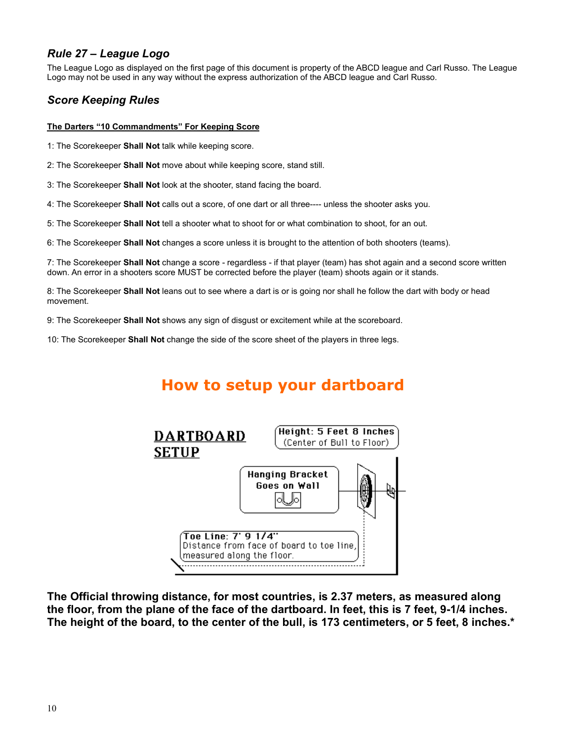### *Rule 27 – League Logo*

The League Logo as displayed on the first page of this document is property of the ABCD league and Carl Russo. The League Logo may not be used in any way without the express authorization of the ABCD league and Carl Russo.

### *Score Keeping Rules*

**The Darters "10 Commandments" For Keeping Score**

1: The Scorekeeper **Shall Not** talk while keeping score.

2: The Scorekeeper **Shall Not** move about while keeping score, stand still.

3: The Scorekeeper **Shall Not** look at the shooter, stand facing the board.

4: The Scorekeeper **Shall Not** calls out a score, of one dart or all three---- unless the shooter asks you.

5: The Scorekeeper **Shall Not** tell a shooter what to shoot for or what combination to shoot, for an out.

6: The Scorekeeper **Shall Not** changes a score unless it is brought to the attention of both shooters (teams).

7: The Scorekeeper **Shall Not** change a score - regardless - if that player (team) has shot again and a second score written down. An error in a shooters score MUST be corrected before the player (team) shoots again or it stands.

8: The Scorekeeper **Shall Not** leans out to see where a dart is or is going nor shall he follow the dart with body or head movement.

9: The Scorekeeper **Shall Not** shows any sign of disgust or excitement while at the scoreboard.

10: The Scorekeeper **Shall Not** change the side of the score sheet of the players in three legs.

## How to setup your dartboard

DARTBOARD SETUP

Height: 5 Feet 8 Inches
(Center of Bull to Floor)

Hanging Bracket Goes on Wall

Toe Line: 7' 9 1/4"
Distance from face of board to toe line, measured along the floor.

**The Official throwing distance, for most countries, is 2.37 meters, as measured along the floor, from the plane of the face of the dartboard. In feet, this is 7 feet, 9-1/4 inches. The height of the board, to the center of the bull, is 173 centimeters, or 5 feet, 8 inches.***